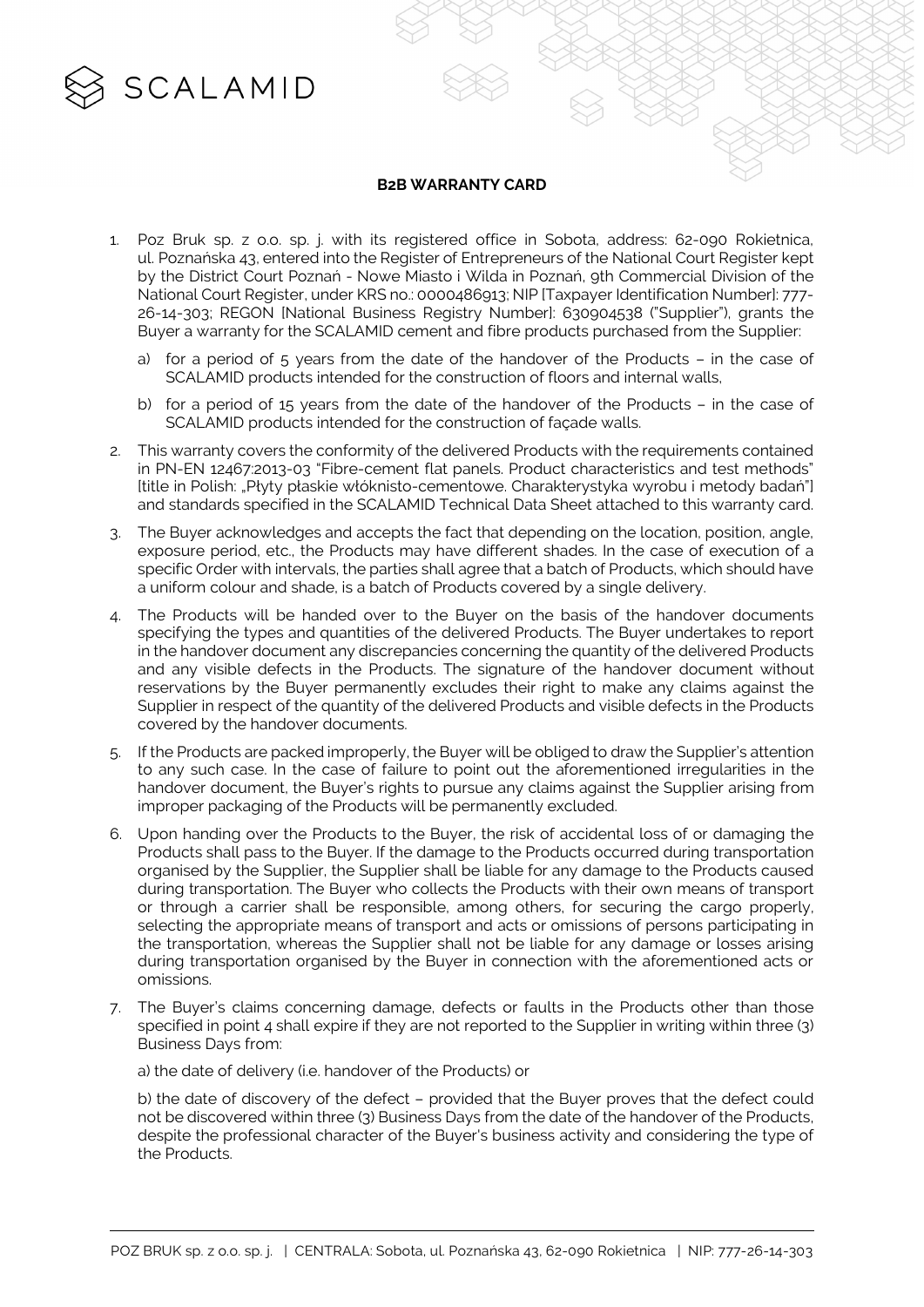SCALAMID

## B2B WARRANTY CARD

1. Poz Bruk sp. z o.o. sp. j. with its registered office in Sobota, address: 62-090 Rokietnica, ul. Poznańska 43, entered into the Register of Entrepreneurs of the National Court Register kept by the District Court Poznań - Nowe Miasto i Wilda in Poznań, 9th Commercial Division of the National Court Register, under KRS no.: 0000486913; NIP [Taxpayer Identification Number]: 777-26-14-303; REGON [National Business Registry Number]: 630904538 ("Supplier"), grants the Buyer a warranty for the SCALAMID cement and fibre products purchased from the Supplier:

   a) for a period of 5 years from the date of the handover of the Products – in the case of SCALAMID products intended for the construction of floors and internal walls,

   b) for a period of 15 years from the date of the handover of the Products – in the case of SCALAMID products intended for the construction of façade walls.

2. This warranty covers the conformity of the delivered Products with the requirements contained in PN-EN 12467:2013-03 "Fibre-cement flat panels. Product characteristics and test methods" [title in Polish: „Płyty płaskie włóknisto-cementowe. Charakterystyka wyrobu i metody badań"] and standards specified in the SCALAMID Technical Data Sheet attached to this warranty card.

3. The Buyer acknowledges and accepts the fact that depending on the location, position, angle, exposure period, etc., the Products may have different shades. In the case of execution of a specific Order with intervals, the parties shall agree that a batch of Products, which should have a uniform colour and shade, is a batch of Products covered by a single delivery.

4. The Products will be handed over to the Buyer on the basis of the handover documents specifying the types and quantities of the delivered Products. The Buyer undertakes to report in the handover document any discrepancies concerning the quantity of the delivered Products and any visible defects in the Products. The signature of the handover document without reservations by the Buyer permanently excludes their right to make any claims against the Supplier in respect of the quantity of the delivered Products and visible defects in the Products covered by the handover documents.

5. If the Products are packed improperly, the Buyer will be obliged to draw the Supplier's attention to any such case. In the case of failure to point out the aforementioned irregularities in the handover document, the Buyer's rights to pursue any claims against the Supplier arising from improper packaging of the Products will be permanently excluded.

6. Upon handing over the Products to the Buyer, the risk of accidental loss of or damaging the Products shall pass to the Buyer. If the damage to the Products occurred during transportation organised by the Supplier, the Supplier shall be liable for any damage to the Products caused during transportation. The Buyer who collects the Products with their own means of transport or through a carrier shall be responsible, among others, for securing the cargo properly, selecting the appropriate means of transport and acts or omissions of persons participating in the transportation, whereas the Supplier shall not be liable for any damage or losses arising during transportation organised by the Buyer in connection with the aforementioned acts or omissions.

7. The Buyer's claims concerning damage, defects or faults in the Products other than those specified in point 4 shall expire if they are not reported to the Supplier in writing within three (3) Business Days from:

   a) the date of delivery (i.e. handover of the Products) or

   b) the date of discovery of the defect – provided that the Buyer proves that the defect could not be discovered within three (3) Business Days from the date of the handover of the Products, despite the professional character of the Buyer's business activity and considering the type of the Products.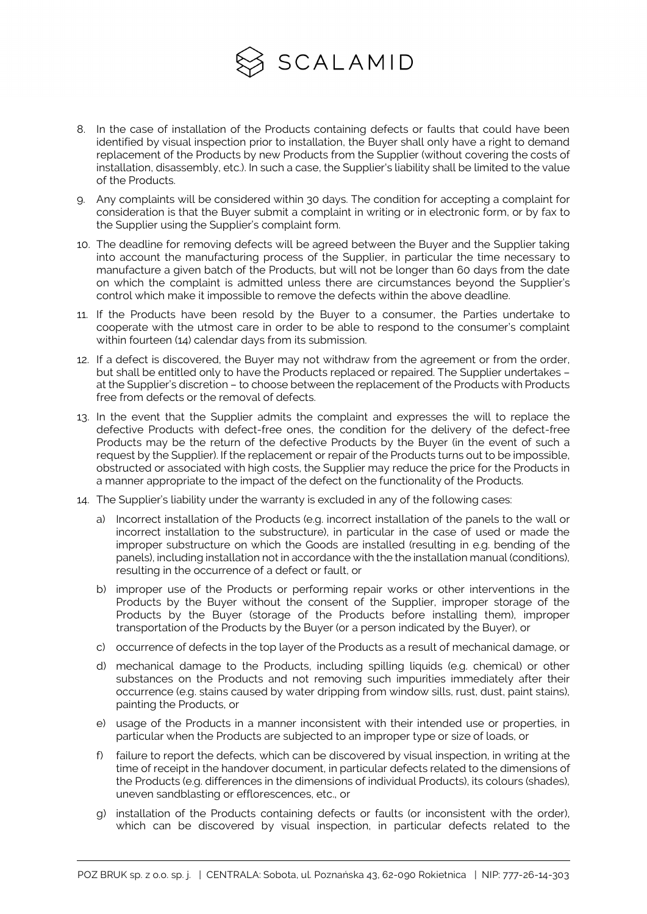8. In the case of installation of the Products containing defects or faults that could have been identified by visual inspection prior to installation, the Buyer shall only have a right to demand replacement of the Products by new Products from the Supplier (without covering the costs of installation, disassembly, etc.). In such a case, the Supplier's liability shall be limited to the value of the Products.

9. Any complaints will be considered within 30 days. The condition for accepting a complaint for consideration is that the Buyer submit a complaint in writing or in electronic form, or by fax to the Supplier using the Supplier's complaint form.

10. The deadline for removing defects will be agreed between the Buyer and the Supplier taking into account the manufacturing process of the Supplier, in particular the time necessary to manufacture a given batch of the Products, but will not be longer than 60 days from the date on which the complaint is admitted unless there are circumstances beyond the Supplier's control which make it impossible to remove the defects within the above deadline.

11. If the Products have been resold by the Buyer to a consumer, the Parties undertake to cooperate with the utmost care in order to be able to respond to the consumer's complaint within fourteen (14) calendar days from its submission.

12. If a defect is discovered, the Buyer may not withdraw from the agreement or from the order, but shall be entitled only to have the Products replaced or repaired. The Supplier undertakes – at the Supplier's discretion – to choose between the replacement of the Products with Products free from defects or the removal of defects.

13. In the event that the Supplier admits the complaint and expresses the will to replace the defective Products with defect-free ones, the condition for the delivery of the defect-free Products may be the return of the defective Products by the Buyer (in the event of such a request by the Supplier). If the replacement or repair of the Products turns out to be impossible, obstructed or associated with high costs, the Supplier may reduce the price for the Products in a manner appropriate to the impact of the defect on the functionality of the Products.

14. The Supplier's liability under the warranty is excluded in any of the following cases:

    a) Incorrect installation of the Products (e.g. incorrect installation of the panels to the wall or incorrect installation to the substructure), in particular in the case of used or made the improper substructure on which the Goods are installed (resulting in e.g. bending of the panels), including installation not in accordance with the the installation manual (conditions), resulting in the occurrence of a defect or fault, or

    b) improper use of the Products or performing repair works or other interventions in the Products by the Buyer without the consent of the Supplier, improper storage of the Products by the Buyer (storage of the Products before installing them), improper transportation of the Products by the Buyer (or a person indicated by the Buyer), or

    c) occurrence of defects in the top layer of the Products as a result of mechanical damage, or

    d) mechanical damage to the Products, including spilling liquids (e.g. chemical) or other substances on the Products and not removing such impurities immediately after their occurrence (e.g. stains caused by water dripping from window sills, rust, dust, paint stains), painting the Products, or

    e) usage of the Products in a manner inconsistent with their intended use or properties, in particular when the Products are subjected to an improper type or size of loads, or

    f) failure to report the defects, which can be discovered by visual inspection, in writing at the time of receipt in the handover document, in particular defects related to the dimensions of the Products (e.g. differences in the dimensions of individual Products), its colours (shades), uneven sandblasting or efflorescences, etc., or

    g) installation of the Products containing defects or faults (or inconsistent with the order), which can be discovered by visual inspection, in particular defects related to the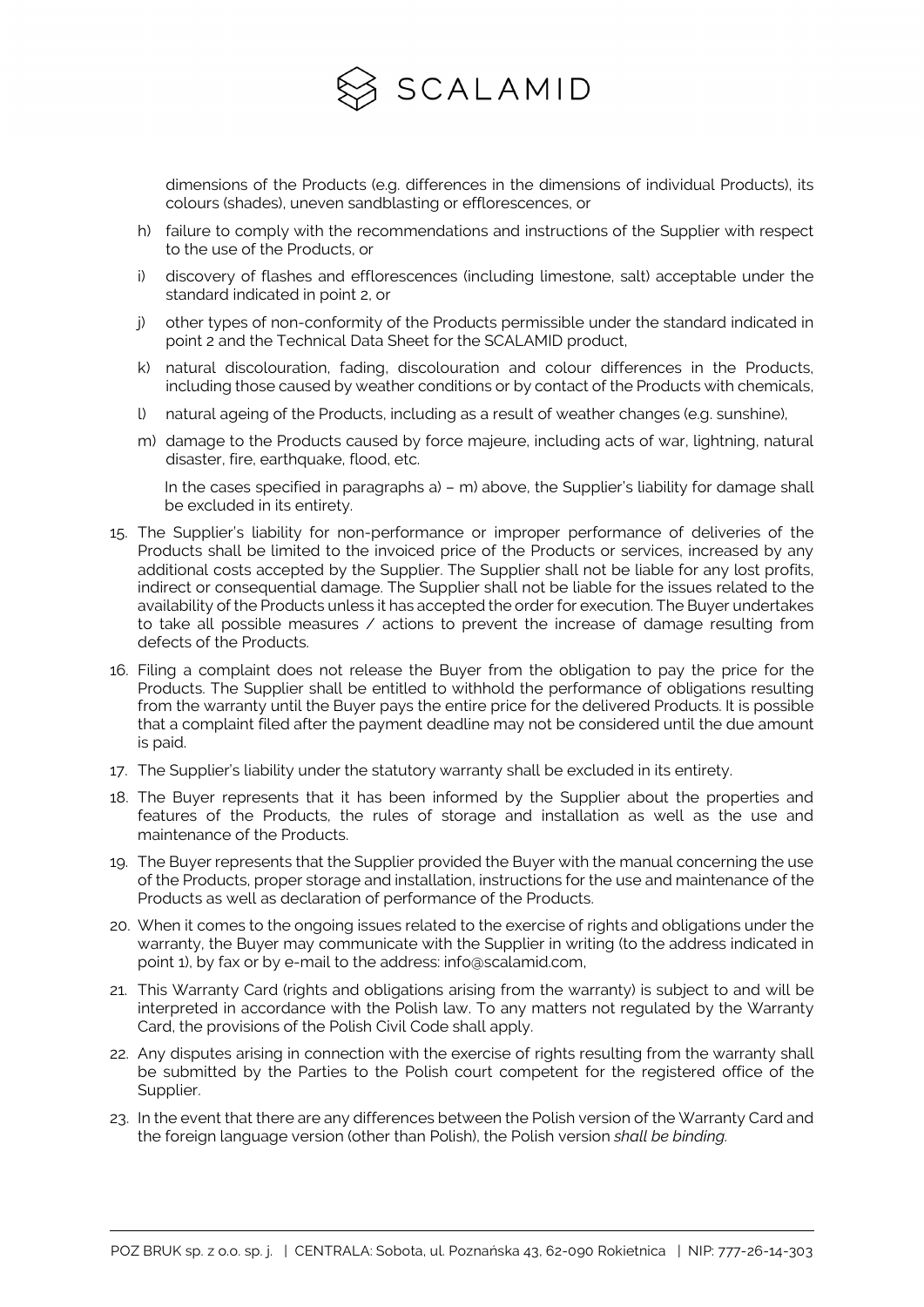dimensions of the Products (e.g. differences in the dimensions of individual Products), its colours (shades), uneven sandblasting or efflorescences, or

h) failure to comply with the recommendations and instructions of the Supplier with respect to the use of the Products, or

i) discovery of flashes and efflorescences (including limestone, salt) acceptable under the standard indicated in point 2, or

j) other types of non-conformity of the Products permissible under the standard indicated in point 2 and the Technical Data Sheet for the SCALAMID product,

k) natural discolouration, fading, discolouration and colour differences in the Products, including those caused by weather conditions or by contact of the Products with chemicals,

l) natural ageing of the Products, including as a result of weather changes (e.g. sunshine),

m) damage to the Products caused by force majeure, including acts of war, lightning, natural disaster, fire, earthquake, flood, etc.

In the cases specified in paragraphs a) – m) above, the Supplier's liability for damage shall be excluded in its entirety.

15. The Supplier's liability for non-performance or improper performance of deliveries of the Products shall be limited to the invoiced price of the Products or services, increased by any additional costs accepted by the Supplier. The Supplier shall not be liable for any lost profits, indirect or consequential damage. The Supplier shall not be liable for the issues related to the availability of the Products unless it has accepted the order for execution. The Buyer undertakes to take all possible measures / actions to prevent the increase of damage resulting from defects of the Products.
16. Filing a complaint does not release the Buyer from the obligation to pay the price for the Products. The Supplier shall be entitled to withhold the performance of obligations resulting from the warranty until the Buyer pays the entire price for the delivered Products. It is possible that a complaint filed after the payment deadline may not be considered until the due amount is paid.
17. The Supplier's liability under the statutory warranty shall be excluded in its entirety.
18. The Buyer represents that it has been informed by the Supplier about the properties and features of the Products, the rules of storage and installation as well as the use and maintenance of the Products.
19. The Buyer represents that the Supplier provided the Buyer with the manual concerning the use of the Products, proper storage and installation, instructions for the use and maintenance of the Products as well as declaration of performance of the Products.
20. When it comes to the ongoing issues related to the exercise of rights and obligations under the warranty, the Buyer may communicate with the Supplier in writing (to the address indicated in point 1), by fax or by e-mail to the address: info@scalamid.com,
21. This Warranty Card (rights and obligations arising from the warranty) is subject to and will be interpreted in accordance with the Polish law. To any matters not regulated by the Warranty Card, the provisions of the Polish Civil Code shall apply.
22. Any disputes arising in connection with the exercise of rights resulting from the warranty shall be submitted by the Parties to the Polish court competent for the registered office of the Supplier.
23. In the event that there are any differences between the Polish version of the Warranty Card and the foreign language version (other than Polish), the Polish version *shall be binding.*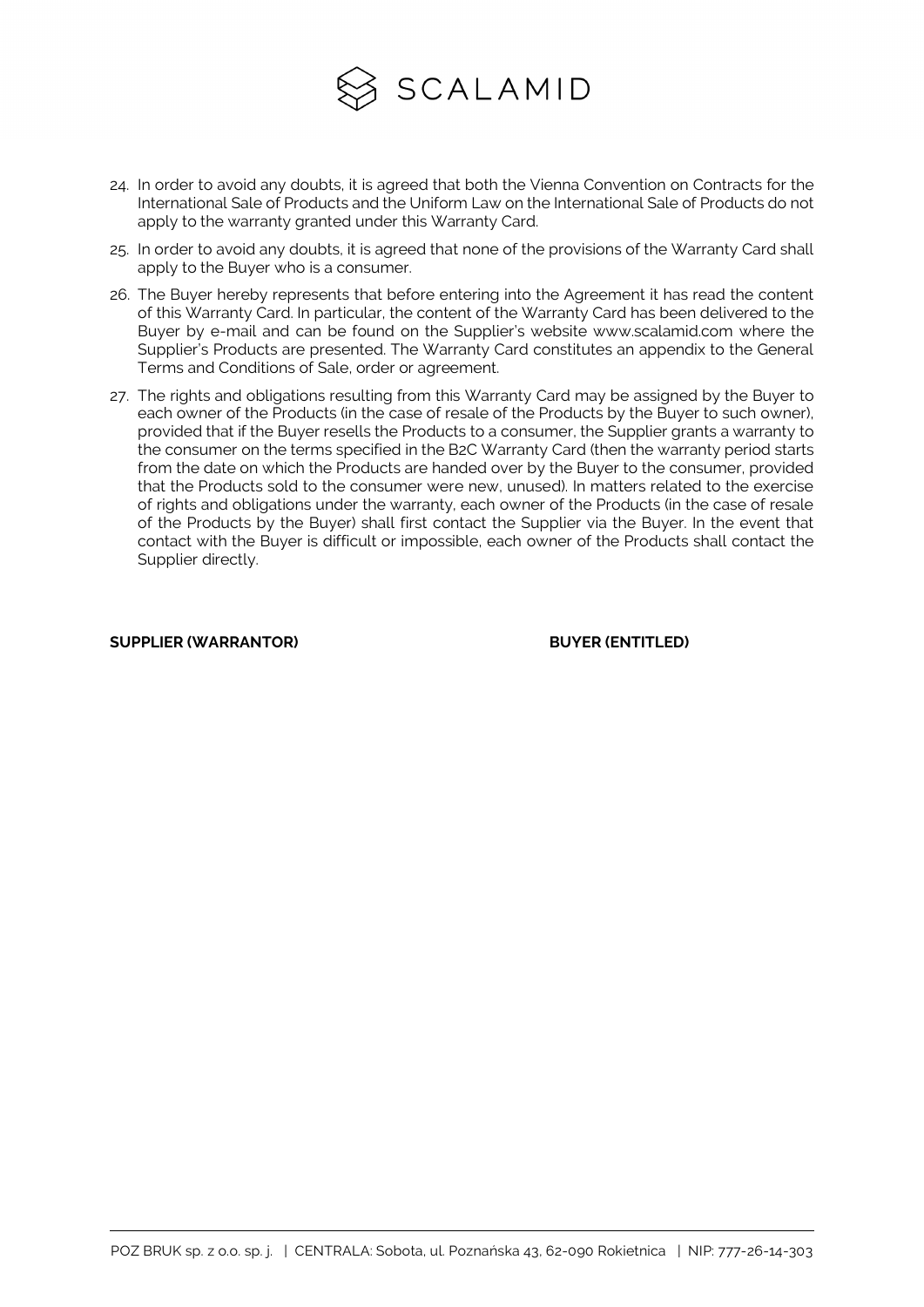24. In order to avoid any doubts, it is agreed that both the Vienna Convention on Contracts for the International Sale of Products and the Uniform Law on the International Sale of Products do not apply to the warranty granted under this Warranty Card.
25. In order to avoid any doubts, it is agreed that none of the provisions of the Warranty Card shall apply to the Buyer who is a consumer.
26. The Buyer hereby represents that before entering into the Agreement it has read the content of this Warranty Card. In particular, the content of the Warranty Card has been delivered to the Buyer by e-mail and can be found on the Supplier's website www.scalamid.com where the Supplier's Products are presented. The Warranty Card constitutes an appendix to the General Terms and Conditions of Sale, order or agreement.
27. The rights and obligations resulting from this Warranty Card may be assigned by the Buyer to each owner of the Products (in the case of resale of the Products by the Buyer to such owner), provided that if the Buyer resells the Products to a consumer, the Supplier grants a warranty to the consumer on the terms specified in the B2C Warranty Card (then the warranty period starts from the date on which the Products are handed over by the Buyer to the consumer, provided that the Products sold to the consumer were new, unused). In matters related to the exercise of rights and obligations under the warranty, each owner of the Products (in the case of resale of the Products by the Buyer) shall first contact the Supplier via the Buyer. In the event that contact with the Buyer is difficult or impossible, each owner of the Products shall contact the Supplier directly.

**SUPPLIER (WARRANTOR)** **BUYER (ENTITLED)**